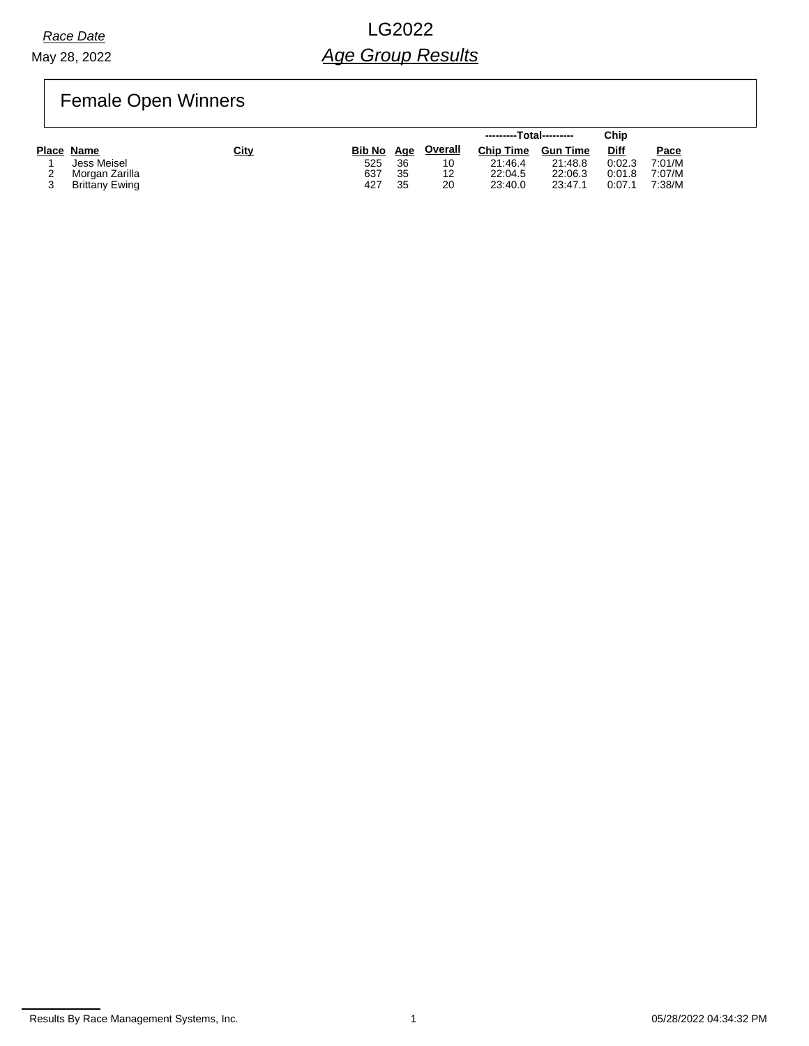*Race Date*

May 28, 2022

# LG2022

## *Age Group Results*

### Female Open Winners

| Place | Name | City | Bib No | Age | Overall | ---------Total--------- Chip Time | Gun Time | Chip Diff | Pace |
|---|---|---|---|---|---|---|---|---|---|
| 1 | Jess Meisel | | 525 | 36 | 10 | 21:46.4 | 21:48.8 | 0:02.3 | 7:01/M |
| 2 | Morgan Zarilla | | 637 | 35 | 12 | 22:04.5 | 22:06.3 | 0:01.8 | 7:07/M |
| 3 | Brittany Ewing | | 427 | 35 | 20 | 23:40.0 | 23:47.1 | 0:07.1 | 7:38/M |

Results By Race Management Systems, Inc. 05/28/2022 04:34:32 PM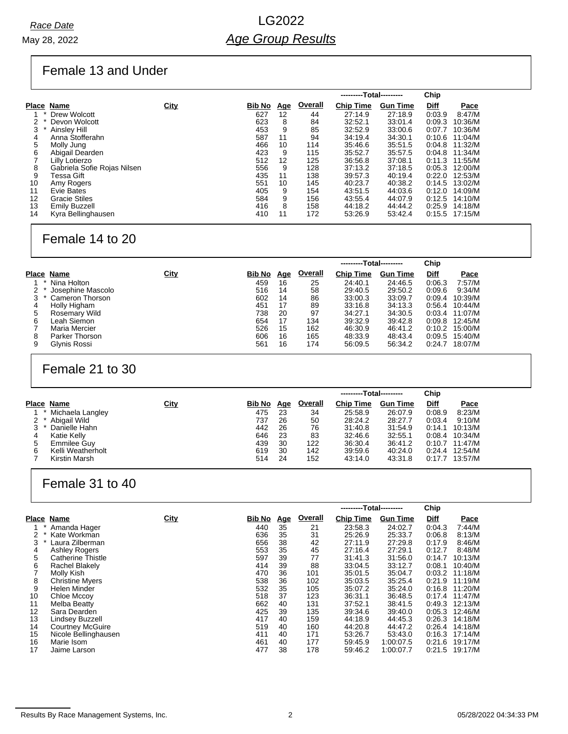Race Date

May 28, 2022

# LG2022

## *Age Group Results*

### Female 13 and Under

| Place | Name | City | Bib No | Age | Overall | ---------Total--------- Chip Time | Gun Time | Chip Diff | Pace |
|---|---|---|---|---|---|---|---|---|---|
| 1 * | Drew Wolcott | | 627 | 12 | 44 | 27:14.9 | 27:18.9 | 0:03.9 | 8:47/M |
| 2 * | Devon Wolcott | | 623 | 8 | 84 | 32:52.1 | 33:01.4 | 0:09.3 | 10:36/M |
| 3 * | Ainsley Hill | | 453 | 9 | 85 | 32:52.9 | 33:00.6 | 0:07.7 | 10:36/M |
| 4 | Anna Stofferahn | | 587 | 11 | 94 | 34:19.4 | 34:30.1 | 0:10.6 | 11:04/M |
| 5 | Molly Jung | | 466 | 10 | 114 | 35:46.6 | 35:51.5 | 0:04.8 | 11:32/M |
| 6 | Abigail Dearden | | 423 | 9 | 115 | 35:52.7 | 35:57.5 | 0:04.8 | 11:34/M |
| 7 | Lilly Lotierzo | | 512 | 12 | 125 | 36:56.8 | 37:08.1 | 0:11.3 | 11:55/M |
| 8 | Gabriela Sofie Rojas Nilsen | | 556 | 9 | 128 | 37:13.2 | 37:18.5 | 0:05.3 | 12:00/M |
| 9 | Tessa Gift | | 435 | 11 | 138 | 39:57.3 | 40:19.4 | 0:22.0 | 12:53/M |
| 10 | Amy Rogers | | 551 | 10 | 145 | 40:23.7 | 40:38.2 | 0:14.5 | 13:02/M |
| 11 | Evie Bates | | 405 | 9 | 154 | 43:51.5 | 44:03.6 | 0:12.0 | 14:09/M |
| 12 | Gracie Stiles | | 584 | 9 | 156 | 43:55.4 | 44:07.9 | 0:12.5 | 14:10/M |
| 13 | Emily Buzzell | | 416 | 8 | 158 | 44:18.2 | 44:44.2 | 0:25.9 | 14:18/M |
| 14 | Kyra Bellinghausen | | 410 | 11 | 172 | 53:26.9 | 53:42.4 | 0:15.5 | 17:15/M |

### Female 14 to 20

| Place | Name | City | Bib No | Age | Overall | ---------Total--------- Chip Time | Gun Time | Chip Diff | Pace |
|---|---|---|---|---|---|---|---|---|---|
| 1 * | Nina Holton | | 459 | 16 | 25 | 24:40.1 | 24:46.5 | 0:06.3 | 7:57/M |
| 2 * | Josephine Mascolo | | 516 | 14 | 58 | 29:40.5 | 29:50.2 | 0:09.6 | 9:34/M |
| 3 * | Cameron Thorson | | 602 | 14 | 86 | 33:00.3 | 33:09.7 | 0:09.4 | 10:39/M |
| 4 | Holly Higham | | 451 | 17 | 89 | 33:16.8 | 34:13.3 | 0:56.4 | 10:44/M |
| 5 | Rosemary Wild | | 738 | 20 | 97 | 34:27.1 | 34:30.5 | 0:03.4 | 11:07/M |
| 6 | Leah Siemon | | 654 | 17 | 134 | 39:32.9 | 39:42.8 | 0:09.8 | 12:45/M |
| 7 | Maria Mercier | | 526 | 15 | 162 | 46:30.9 | 46:41.2 | 0:10.2 | 15:00/M |
| 8 | Parker Thorson | | 606 | 16 | 165 | 48:33.9 | 48:43.4 | 0:09.5 | 15:40/M |
| 9 | Glynis Rossi | | 561 | 16 | 174 | 56:09.5 | 56:34.2 | 0:24.7 | 18:07/M |

### Female 21 to 30

| Place | Name | City | Bib No | Age | Overall | ---------Total--------- Chip Time | Gun Time | Chip Diff | Pace |
|---|---|---|---|---|---|---|---|---|---|
| 1 * | Michaela Langley | | 475 | 23 | 34 | 25:58.9 | 26:07.9 | 0:08.9 | 8:23/M |
| 2 * | Abigail Wild | | 737 | 26 | 50 | 28:24.2 | 28:27.7 | 0:03.4 | 9:10/M |
| 3 * | Danielle Hahn | | 442 | 26 | 76 | 31:40.8 | 31:54.9 | 0:14.1 | 10:13/M |
| 4 | Katie Kelly | | 646 | 23 | 83 | 32:46.6 | 32:55.1 | 0:08.4 | 10:34/M |
| 5 | Emmilee Guy | | 439 | 30 | 122 | 36:30.4 | 36:41.2 | 0:10.7 | 11:47/M |
| 6 | Kelli Weatherholt | | 619 | 30 | 142 | 39:59.6 | 40:24.0 | 0:24.4 | 12:54/M |
| 7 | Kirstin Marsh | | 514 | 24 | 152 | 43:14.0 | 43:31.8 | 0:17.7 | 13:57/M |

### Female 31 to 40

| Place | Name | City | Bib No | Age | Overall | ---------Total--------- Chip Time | Gun Time | Chip Diff | Pace |
|---|---|---|---|---|---|---|---|---|---|
| 1 * | Amanda Hager | | 440 | 35 | 21 | 23:58.3 | 24:02.7 | 0:04.3 | 7:44/M |
| 2 * | Kate Workman | | 636 | 35 | 31 | 25:26.9 | 25:33.7 | 0:06.8 | 8:13/M |
| 3 * | Laura Zilberman | | 656 | 38 | 42 | 27:11.9 | 27:29.8 | 0:17.9 | 8:46/M |
| 4 | Ashley Rogers | | 553 | 35 | 45 | 27:16.4 | 27:29.1 | 0:12.7 | 8:48/M |
| 5 | Catherine Thistle | | 597 | 39 | 77 | 31:41.3 | 31:56.0 | 0:14.7 | 10:13/M |
| 6 | Rachel Blakely | | 414 | 39 | 88 | 33:04.5 | 33:12.7 | 0:08.1 | 10:40/M |
| 7 | Molly Kish | | 470 | 36 | 101 | 35:01.5 | 35:04.7 | 0:03.2 | 11:18/M |
| 8 | Christine Myers | | 538 | 36 | 102 | 35:03.5 | 35:25.4 | 0:21.9 | 11:19/M |
| 9 | Helen Minder | | 532 | 35 | 105 | 35:07.2 | 35:24.0 | 0:16.8 | 11:20/M |
| 10 | Chloe Mccoy | | 518 | 37 | 123 | 36:31.1 | 36:48.5 | 0:17.4 | 11:47/M |
| 11 | Melba Beatty | | 662 | 40 | 131 | 37:52.1 | 38:41.5 | 0:49.3 | 12:13/M |
| 12 | Sara Dearden | | 425 | 39 | 135 | 39:34.6 | 39:40.0 | 0:05.3 | 12:46/M |
| 13 | Lindsey Buzzell | | 417 | 40 | 159 | 44:18.9 | 44:45.3 | 0:26.3 | 14:18/M |
| 14 | Courtney McGuire | | 519 | 40 | 160 | 44:20.8 | 44:47.2 | 0:26.4 | 14:18/M |
| 15 | Nicole Bellinghausen | | 411 | 40 | 171 | 53:26.7 | 53:43.0 | 0:16.3 | 17:14/M |
| 16 | Marie Isom | | 461 | 40 | 177 | 59:45.9 | 1:00:07.5 | 0:21.6 | 19:17/M |
| 17 | Jaime Larson | | 477 | 38 | 178 | 59:46.2 | 1:00:07.7 | 0:21.5 | 19:17/M |

Results By Race Management Systems, Inc. 05/28/2022 04:34:33 PM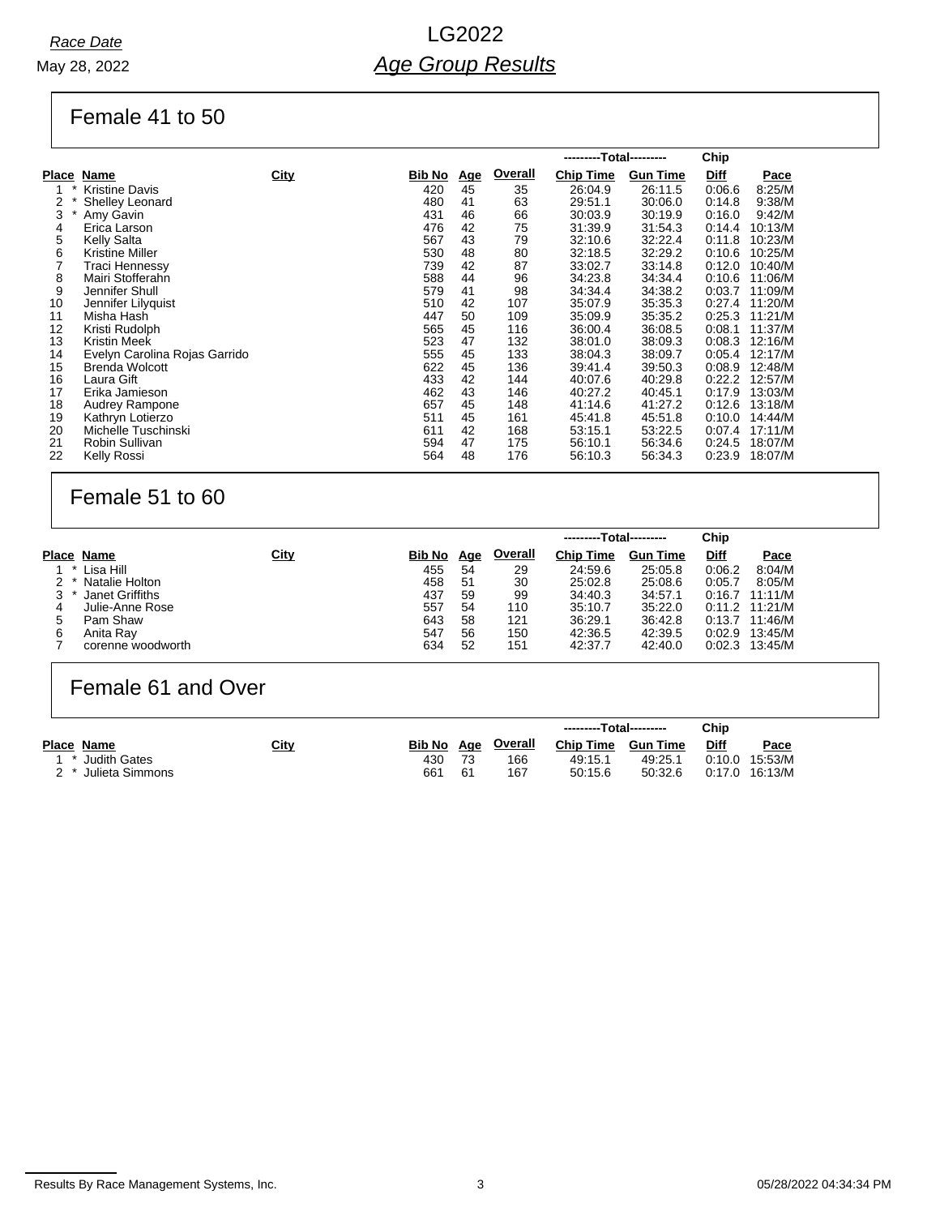*Race Date*

May 28, 2022

# LG2022

## *Age Group Results*

### Female 41 to 50

| Place | Name | City | Bib No | Age | Overall | Chip Time | Gun Time | Chip Diff | Pace |
|---|---|---|---|---|---|---|---|---|---|
| 1 * | Kristine Davis | | 420 | 45 | 35 | 26:04.9 | 26:11.5 | 0:06.6 | 8:25/M |
| 2 * | Shelley Leonard | | 480 | 41 | 63 | 29:51.1 | 30:06.0 | 0:14.8 | 9:38/M |
| 3 * | Amy Gavin | | 431 | 46 | 66 | 30:03.9 | 30:19.9 | 0:16.0 | 9:42/M |
| 4 | Erica Larson | | 476 | 42 | 75 | 31:39.9 | 31:54.3 | 0:14.4 | 10:13/M |
| 5 | Kelly Salta | | 567 | 43 | 79 | 32:10.6 | 32:22.4 | 0:11.8 | 10:23/M |
| 6 | Kristine Miller | | 530 | 48 | 80 | 32:18.5 | 32:29.2 | 0:10.6 | 10:25/M |
| 7 | Traci Hennessy | | 739 | 42 | 87 | 33:02.7 | 33:14.8 | 0:12.0 | 10:40/M |
| 8 | Mairi Stofferahn | | 588 | 44 | 96 | 34:23.8 | 34:34.4 | 0:10.6 | 11:06/M |
| 9 | Jennifer Shull | | 579 | 41 | 98 | 34:34.4 | 34:38.2 | 0:03.7 | 11:09/M |
| 10 | Jennifer Lilyquist | | 510 | 42 | 107 | 35:07.9 | 35:35.3 | 0:27.4 | 11:20/M |
| 11 | Misha Hash | | 447 | 50 | 109 | 35:09.9 | 35:35.2 | 0:25.3 | 11:21/M |
| 12 | Kristi Rudolph | | 565 | 45 | 116 | 36:00.4 | 36:08.5 | 0:08.1 | 11:37/M |
| 13 | Kristin Meek | | 523 | 47 | 132 | 38:01.0 | 38:09.3 | 0:08.3 | 12:16/M |
| 14 | Evelyn Carolina Rojas Garrido | | 555 | 45 | 133 | 38:04.3 | 38:09.7 | 0:05.4 | 12:17/M |
| 15 | Brenda Wolcott | | 622 | 45 | 136 | 39:41.4 | 39:50.3 | 0:08.9 | 12:48/M |
| 16 | Laura Gift | | 433 | 42 | 144 | 40:07.6 | 40:29.8 | 0:22.2 | 12:57/M |
| 17 | Erika Jamieson | | 462 | 43 | 146 | 40:27.2 | 40:45.1 | 0:17.9 | 13:03/M |
| 18 | Audrey Rampone | | 657 | 45 | 148 | 41:14.6 | 41:27.2 | 0:12.6 | 13:18/M |
| 19 | Kathryn Lotierzo | | 511 | 45 | 161 | 45:41.8 | 45:51.8 | 0:10.0 | 14:44/M |
| 20 | Michelle Tuschinski | | 611 | 42 | 168 | 53:15.1 | 53:22.5 | 0:07.4 | 17:11/M |
| 21 | Robin Sullivan | | 594 | 47 | 175 | 56:10.1 | 56:34.6 | 0:24.5 | 18:07/M |
| 22 | Kelly Rossi | | 564 | 48 | 176 | 56:10.3 | 56:34.3 | 0:23.9 | 18:07/M |

### Female 51 to 60

| Place | Name | City | Bib No | Age | Overall | Chip Time | Gun Time | Chip Diff | Pace |
|---|---|---|---|---|---|---|---|---|---|
| 1 * | Lisa Hill | | 455 | 54 | 29 | 24:59.6 | 25:05.8 | 0:06.2 | 8:04/M |
| 2 * | Natalie Holton | | 458 | 51 | 30 | 25:02.8 | 25:08.6 | 0:05.7 | 8:05/M |
| 3 * | Janet Griffiths | | 437 | 59 | 99 | 34:40.3 | 34:57.1 | 0:16.7 | 11:11/M |
| 4 | Julie-Anne Rose | | 557 | 54 | 110 | 35:10.7 | 35:22.0 | 0:11.2 | 11:21/M |
| 5 | Pam Shaw | | 643 | 58 | 121 | 36:29.1 | 36:42.8 | 0:13.7 | 11:46/M |
| 6 | Anita Ray | | 547 | 56 | 150 | 42:36.5 | 42:39.5 | 0:02.9 | 13:45/M |
| 7 | corenne woodworth | | 634 | 52 | 151 | 42:37.7 | 42:40.0 | 0:02.3 | 13:45/M |

### Female 61 and Over

| Place | Name | City | Bib No | Age | Overall | Chip Time | Gun Time | Chip Diff | Pace |
|---|---|---|---|---|---|---|---|---|---|
| 1 * | Judith Gates | | 430 | 73 | 166 | 49:15.1 | 49:25.1 | 0:10.0 | 15:53/M |
| 2 * | Julieta Simmons | | 661 | 61 | 167 | 50:15.6 | 50:32.6 | 0:17.0 | 16:13/M |

Results By Race Management Systems, Inc. 05/28/2022 04:34:34 PM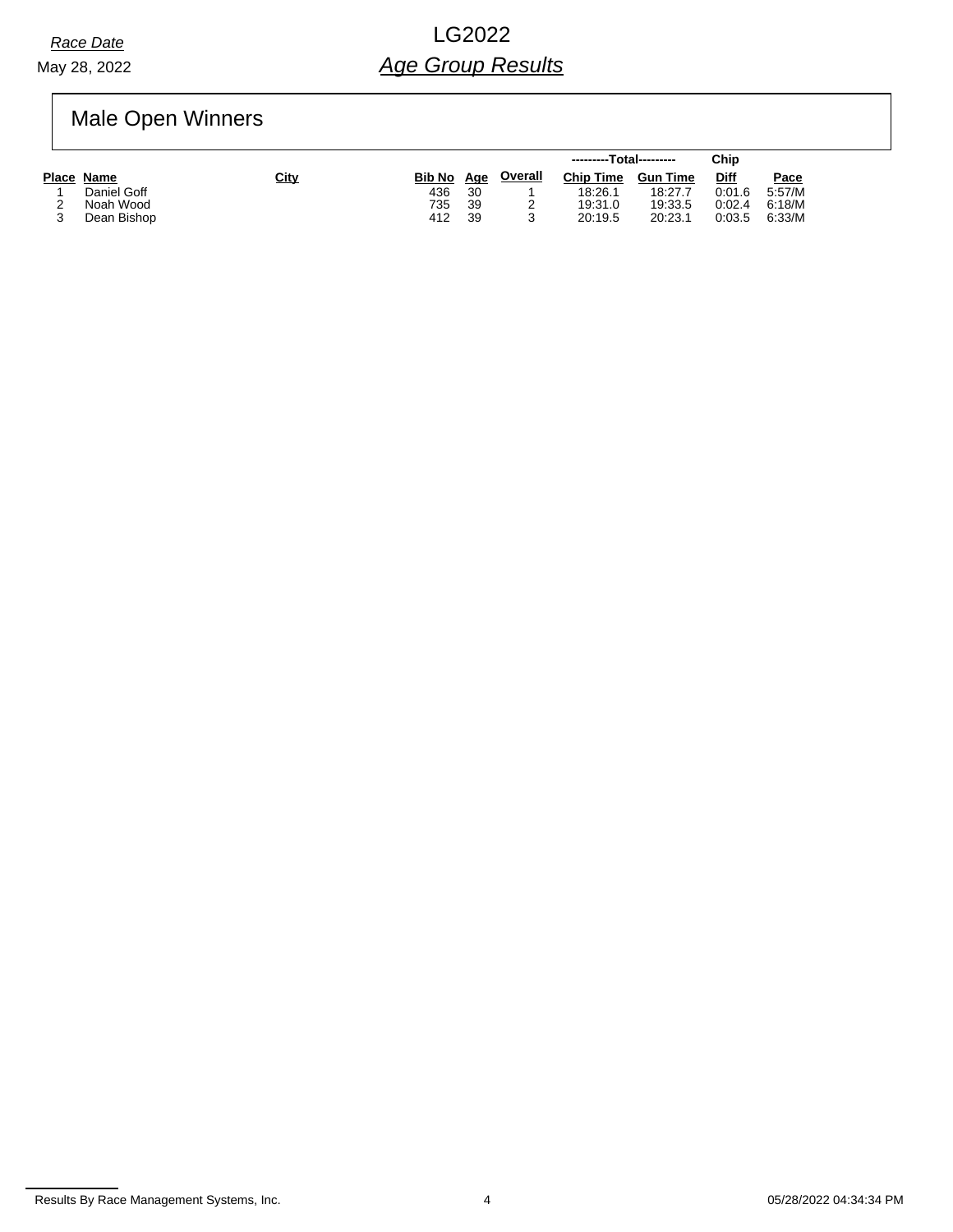*Race Date*

May 28, 2022

# LG2022

## *Age Group Results*

## Male Open Winners

| Place | Name | City | Bib No | Age | Overall | ---------Total--------- Chip Time | Gun Time | Chip Diff | Pace |
|---|---|---|---|---|---|---|---|---|---|
| 1 | Daniel Goff | | 436 | 30 | 1 | 18:26.1 | 18:27.7 | 0:01.6 | 5:57/M |
| 2 | Noah Wood | | 735 | 39 | 2 | 19:31.0 | 19:33.5 | 0:02.4 | 6:18/M |
| 3 | Dean Bishop | | 412 | 39 | 3 | 20:19.5 | 20:23.1 | 0:03.5 | 6:33/M |

Results By Race Management Systems, Inc.

05/28/2022 04:34:34 PM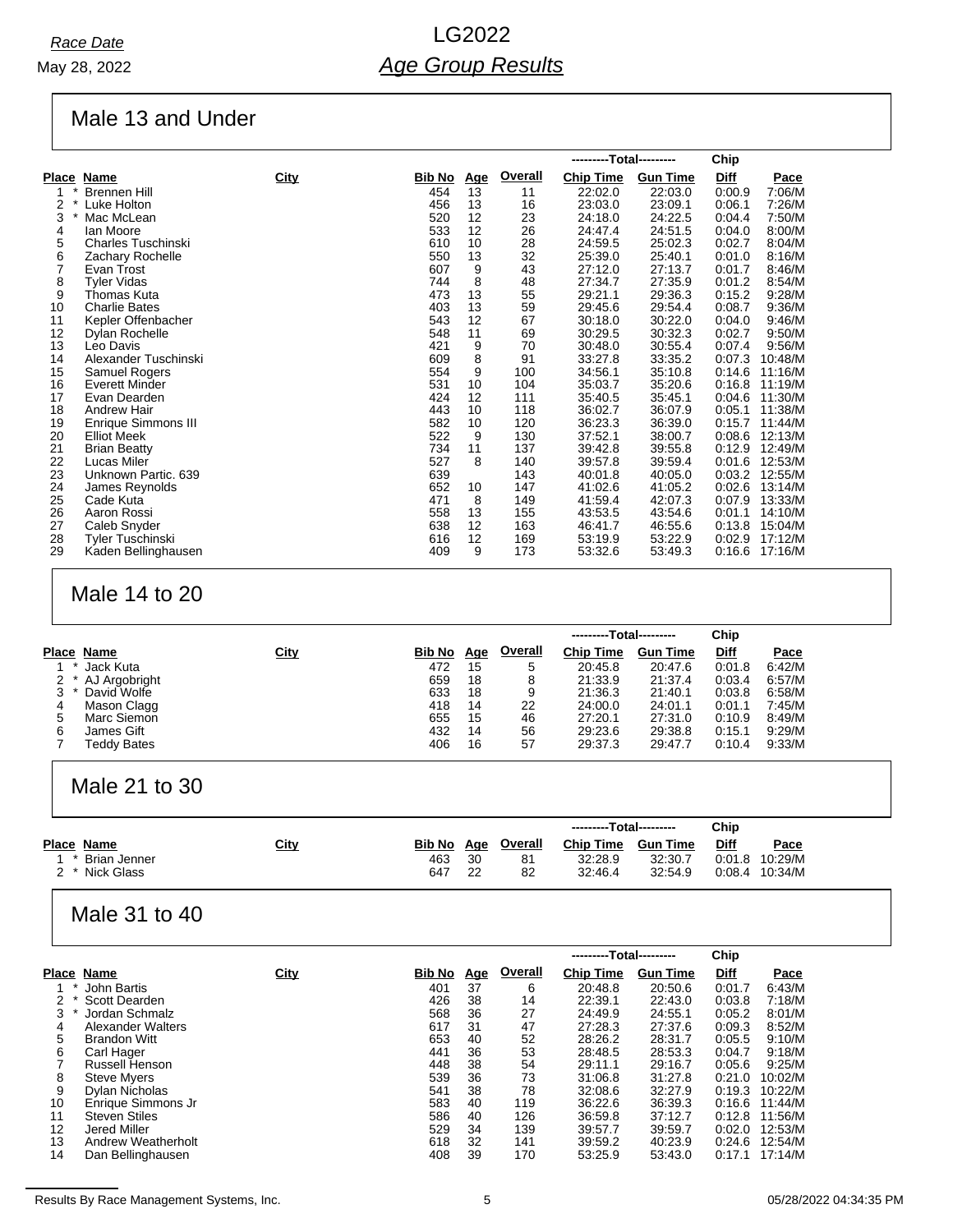*Race Date*

May 28, 2022

# LG2022

## *Age Group Results*

### Male 13 and Under

| Place | | Name | City | Bib No | Age | Overall | Chip Time | Gun Time | Chip Diff | Pace |
|---|---|---|---|---|---|---|---|---|---|---|
| 1 | * | Brennen Hill | | 454 | 13 | 11 | 22:02.0 | 22:03.0 | 0:00.9 | 7:06/M |
| 2 | * | Luke Holton | | 456 | 13 | 16 | 23:03.0 | 23:09.1 | 0:06.1 | 7:26/M |
| 3 | * | Mac McLean | | 520 | 12 | 23 | 24:18.0 | 24:22.5 | 0:04.4 | 7:50/M |
| 4 | | Ian Moore | | 533 | 12 | 26 | 24:47.4 | 24:51.5 | 0:04.0 | 8:00/M |
| 5 | | Charles Tuschinski | | 610 | 10 | 28 | 24:59.5 | 25:02.3 | 0:02.7 | 8:04/M |
| 6 | | Zachary Rochelle | | 550 | 13 | 32 | 25:39.0 | 25:40.1 | 0:01.0 | 8:16/M |
| 7 | | Evan Trost | | 607 | 9 | 43 | 27:12.0 | 27:13.7 | 0:01.7 | 8:46/M |
| 8 | | Tyler Vidas | | 744 | 8 | 48 | 27:34.7 | 27:35.9 | 0:01.2 | 8:54/M |
| 9 | | Thomas Kuta | | 473 | 13 | 55 | 29:21.1 | 29:36.3 | 0:15.2 | 9:28/M |
| 10 | | Charlie Bates | | 403 | 13 | 59 | 29:45.6 | 29:54.4 | 0:08.7 | 9:36/M |
| 11 | | Kepler Offenbacher | | 543 | 12 | 67 | 30:18.0 | 30:22.0 | 0:04.0 | 9:46/M |
| 12 | | Dylan Rochelle | | 548 | 11 | 69 | 30:29.5 | 30:32.3 | 0:02.7 | 9:50/M |
| 13 | | Leo Davis | | 421 | 9 | 70 | 30:48.0 | 30:55.4 | 0:07.4 | 9:56/M |
| 14 | | Alexander Tuschinski | | 609 | 8 | 91 | 33:27.8 | 33:35.2 | 0:07.3 | 10:48/M |
| 15 | | Samuel Rogers | | 554 | 9 | 100 | 34:56.1 | 35:10.8 | 0:14.6 | 11:16/M |
| 16 | | Everett Minder | | 531 | 10 | 104 | 35:03.7 | 35:20.6 | 0:16.8 | 11:19/M |
| 17 | | Evan Dearden | | 424 | 12 | 111 | 35:40.5 | 35:45.1 | 0:04.6 | 11:30/M |
| 18 | | Andrew Hair | | 443 | 10 | 118 | 36:02.7 | 36:07.9 | 0:05.1 | 11:38/M |
| 19 | | Enrique Simmons III | | 582 | 10 | 120 | 36:23.3 | 36:39.0 | 0:15.7 | 11:44/M |
| 20 | | Elliot Meek | | 522 | 9 | 130 | 37:52.1 | 38:00.7 | 0:08.6 | 12:13/M |
| 21 | | Brian Beatty | | 734 | 11 | 137 | 39:42.8 | 39:55.8 | 0:12.9 | 12:49/M |
| 22 | | Lucas Miler | | 527 | 8 | 140 | 39:57.8 | 39:59.4 | 0:01.6 | 12:53/M |
| 23 | | Unknown Partic. 639 | | 639 | | 143 | 40:01.8 | 40:05.0 | 0:03.2 | 12:55/M |
| 24 | | James Reynolds | | 652 | 10 | 147 | 41:02.6 | 41:05.2 | 0:02.6 | 13:14/M |
| 25 | | Cade Kuta | | 471 | 8 | 149 | 41:59.4 | 42:07.3 | 0:07.9 | 13:33/M |
| 26 | | Aaron Rossi | | 558 | 13 | 155 | 43:53.5 | 43:54.6 | 0:01.1 | 14:10/M |
| 27 | | Caleb Snyder | | 638 | 12 | 163 | 46:41.7 | 46:55.6 | 0:13.8 | 15:04/M |
| 28 | | Tyler Tuschinski | | 616 | 12 | 169 | 53:19.9 | 53:22.9 | 0:02.9 | 17:12/M |
| 29 | | Kaden Bellinghausen | | 409 | 9 | 173 | 53:32.6 | 53:49.3 | 0:16.6 | 17:16/M |

### Male 14 to 20

| Place | | Name | City | Bib No | Age | Overall | Chip Time | Gun Time | Chip Diff | Pace |
|---|---|---|---|---|---|---|---|---|---|---|
| 1 | * | Jack Kuta | | 472 | 15 | 5 | 20:45.8 | 20:47.6 | 0:01.8 | 6:42/M |
| 2 | * | AJ Argobright | | 659 | 18 | 8 | 21:33.9 | 21:37.4 | 0:03.4 | 6:57/M |
| 3 | * | David Wolfe | | 633 | 18 | 9 | 21:36.3 | 21:40.1 | 0:03.8 | 6:58/M |
| 4 | | Mason Clagg | | 418 | 14 | 22 | 24:00.0 | 24:01.1 | 0:01.1 | 7:45/M |
| 5 | | Marc Siemon | | 655 | 15 | 46 | 27:20.1 | 27:31.0 | 0:10.9 | 8:49/M |
| 6 | | James Gift | | 432 | 14 | 56 | 29:23.6 | 29:38.8 | 0:15.1 | 9:29/M |
| 7 | | Teddy Bates | | 406 | 16 | 57 | 29:37.3 | 29:47.7 | 0:10.4 | 9:33/M |

### Male 21 to 30

| Place | | Name | City | Bib No | Age | Overall | Chip Time | Gun Time | Chip Diff | Pace |
|---|---|---|---|---|---|---|---|---|---|---|
| 1 | * | Brian Jenner | | 463 | 30 | 81 | 32:28.9 | 32:30.7 | 0:01.8 | 10:29/M |
| 2 | * | Nick Glass | | 647 | 22 | 82 | 32:46.4 | 32:54.9 | 0:08.4 | 10:34/M |

### Male 31 to 40

| Place | | Name | City | Bib No | Age | Overall | Chip Time | Gun Time | Chip Diff | Pace |
|---|---|---|---|---|---|---|---|---|---|---|
| 1 | * | John Bartis | | 401 | 37 | 6 | 20:48.8 | 20:50.6 | 0:01.7 | 6:43/M |
| 2 | * | Scott Dearden | | 426 | 38 | 14 | 22:39.1 | 22:43.0 | 0:03.8 | 7:18/M |
| 3 | * | Jordan Schmalz | | 568 | 36 | 27 | 24:49.9 | 24:55.1 | 0:05.2 | 8:01/M |
| 4 | | Alexander Walters | | 617 | 31 | 47 | 27:28.3 | 27:37.6 | 0:09.3 | 8:52/M |
| 5 | | Brandon Witt | | 653 | 40 | 52 | 28:26.2 | 28:31.7 | 0:05.5 | 9:10/M |
| 6 | | Carl Hager | | 441 | 36 | 53 | 28:48.5 | 28:53.3 | 0:04.7 | 9:18/M |
| 7 | | Russell Henson | | 448 | 38 | 54 | 29:11.1 | 29:16.7 | 0:05.6 | 9:25/M |
| 8 | | Steve Myers | | 539 | 36 | 73 | 31:06.8 | 31:27.8 | 0:21.0 | 10:02/M |
| 9 | | Dylan Nicholas | | 541 | 38 | 78 | 32:08.6 | 32:27.9 | 0:19.3 | 10:22/M |
| 10 | | Enrique Simmons Jr | | 583 | 40 | 119 | 36:22.6 | 36:39.3 | 0:16.6 | 11:44/M |
| 11 | | Steven Stiles | | 586 | 40 | 126 | 36:59.8 | 37:12.7 | 0:12.8 | 11:56/M |
| 12 | | Jered Miller | | 529 | 34 | 139 | 39:57.7 | 39:59.7 | 0:02.0 | 12:53/M |
| 13 | | Andrew Weatherholt | | 618 | 32 | 141 | 39:59.2 | 40:23.9 | 0:24.6 | 12:54/M |
| 14 | | Dan Bellinghausen | | 408 | 39 | 170 | 53:25.9 | 53:43.0 | 0:17.1 | 17:14/M |

Results By Race Management Systems, Inc. 05/28/2022 04:34:35 PM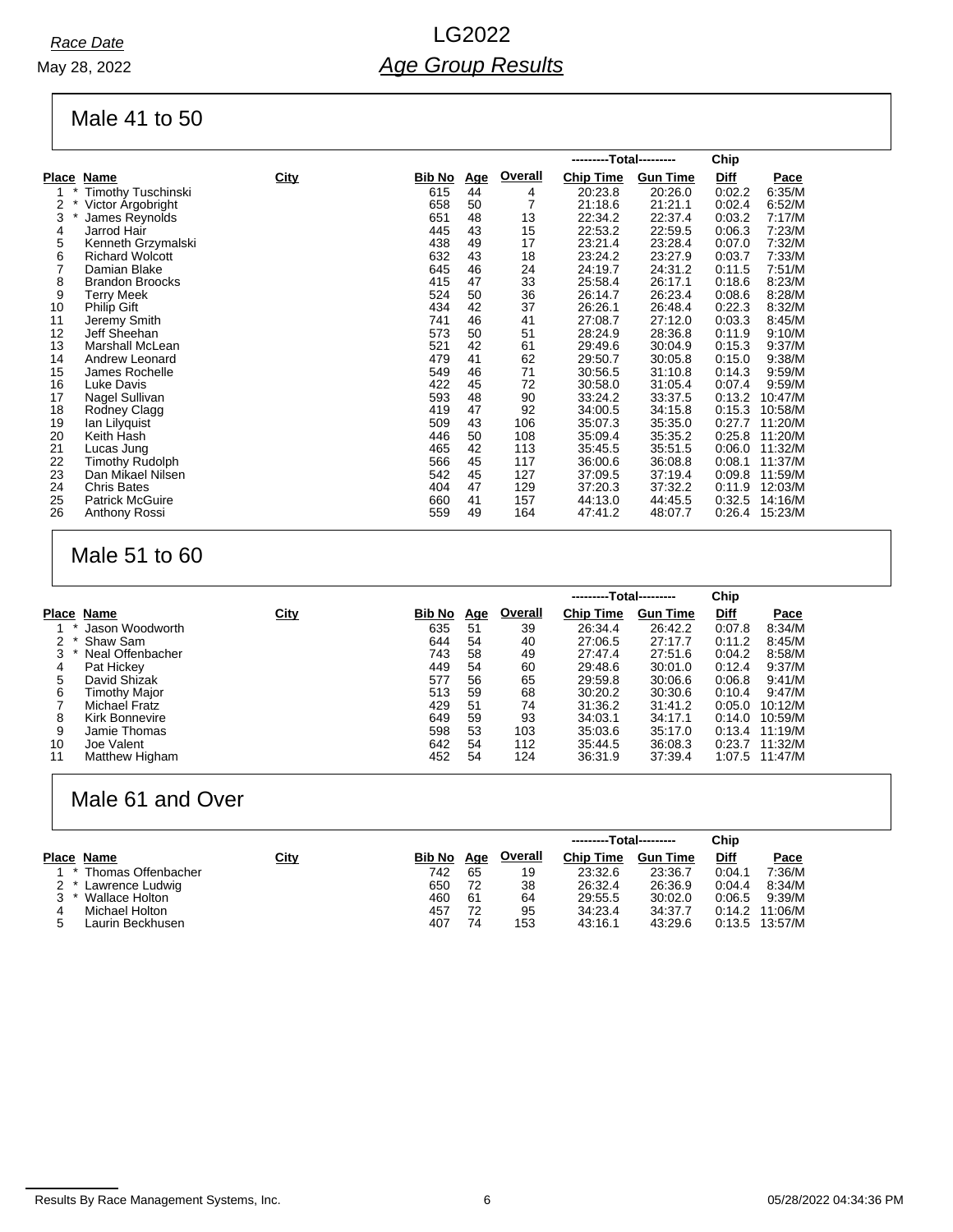*Race Date*

May 28, 2022

# LG2022

## *Age Group Results*

### Male 41 to 50

| | | | | | | ---------Total--------- | | Chip | |
|---|---|---|---|---|---|---|---|---|---|
| Place | Name | City | Bib No | Age | Overall | Chip Time | Gun Time | Diff | Pace |
| 1 * | Timothy Tuschinski | | 615 | 44 | 4 | 20:23.8 | 20:26.0 | 0:02.2 | 6:35/M |
| 2 * | Victor Argobright | | 658 | 50 | 7 | 21:18.6 | 21:21.1 | 0:02.4 | 6:52/M |
| 3 * | James Reynolds | | 651 | 48 | 13 | 22:34.2 | 22:37.4 | 0:03.2 | 7:17/M |
| 4 | Jarrod Hair | | 445 | 43 | 15 | 22:53.2 | 22:59.5 | 0:06.3 | 7:23/M |
| 5 | Kenneth Grzymalski | | 438 | 49 | 17 | 23:21.4 | 23:28.4 | 0:07.0 | 7:32/M |
| 6 | Richard Wolcott | | 632 | 43 | 18 | 23:24.2 | 23:27.9 | 0:03.7 | 7:33/M |
| 7 | Damian Blake | | 645 | 46 | 24 | 24:19.7 | 24:31.2 | 0:11.5 | 7:51/M |
| 8 | Brandon Broocks | | 415 | 47 | 33 | 25:58.4 | 26:17.1 | 0:18.6 | 8:23/M |
| 9 | Terry Meek | | 524 | 50 | 36 | 26:14.7 | 26:23.4 | 0:08.6 | 8:28/M |
| 10 | Philip Gift | | 434 | 42 | 37 | 26:26.1 | 26:48.4 | 0:22.3 | 8:32/M |
| 11 | Jeremy Smith | | 741 | 46 | 41 | 27:08.7 | 27:12.0 | 0:03.3 | 8:45/M |
| 12 | Jeff Sheehan | | 573 | 50 | 51 | 28:24.9 | 28:36.8 | 0:11.9 | 9:10/M |
| 13 | Marshall McLean | | 521 | 42 | 61 | 29:49.6 | 30:04.9 | 0:15.3 | 9:37/M |
| 14 | Andrew Leonard | | 479 | 41 | 62 | 29:50.7 | 30:05.8 | 0:15.0 | 9:38/M |
| 15 | James Rochelle | | 549 | 46 | 71 | 30:56.5 | 31:10.8 | 0:14.3 | 9:59/M |
| 16 | Luke Davis | | 422 | 45 | 72 | 30:58.0 | 31:05.4 | 0:07.4 | 9:59/M |
| 17 | Nagel Sullivan | | 593 | 48 | 90 | 33:24.2 | 33:37.5 | 0:13.2 | 10:47/M |
| 18 | Rodney Clagg | | 419 | 47 | 92 | 34:00.5 | 34:15.8 | 0:15.3 | 10:58/M |
| 19 | Ian Lilyquist | | 509 | 43 | 106 | 35:07.3 | 35:35.0 | 0:27.7 | 11:20/M |
| 20 | Keith Hash | | 446 | 50 | 108 | 35:09.4 | 35:35.2 | 0:25.8 | 11:20/M |
| 21 | Lucas Jung | | 465 | 42 | 113 | 35:45.5 | 35:51.5 | 0:06.0 | 11:32/M |
| 22 | Timothy Rudolph | | 566 | 45 | 117 | 36:00.6 | 36:08.8 | 0:08.1 | 11:37/M |
| 23 | Dan Mikael Nilsen | | 542 | 45 | 127 | 37:09.5 | 37:19.4 | 0:09.8 | 11:59/M |
| 24 | Chris Bates | | 404 | 47 | 129 | 37:20.3 | 37:32.2 | 0:11.9 | 12:03/M |
| 25 | Patrick McGuire | | 660 | 41 | 157 | 44:13.0 | 44:45.5 | 0:32.5 | 14:16/M |
| 26 | Anthony Rossi | | 559 | 49 | 164 | 47:41.2 | 48:07.7 | 0:26.4 | 15:23/M |

### Male 51 to 60

| | | | | | | ---------Total--------- | | Chip | |
|---|---|---|---|---|---|---|---|---|---|
| Place | Name | City | Bib No | Age | Overall | Chip Time | Gun Time | Diff | Pace |
| 1 * | Jason Woodworth | | 635 | 51 | 39 | 26:34.4 | 26:42.2 | 0:07.8 | 8:34/M |
| 2 * | Shaw Sam | | 644 | 54 | 40 | 27:06.5 | 27:17.7 | 0:11.2 | 8:45/M |
| 3 * | Neal Offenbacher | | 743 | 58 | 49 | 27:47.4 | 27:51.6 | 0:04.2 | 8:58/M |
| 4 | Pat Hickey | | 449 | 54 | 60 | 29:48.6 | 30:01.0 | 0:12.4 | 9:37/M |
| 5 | David Shizak | | 577 | 56 | 65 | 29:59.8 | 30:06.6 | 0:06.8 | 9:41/M |
| 6 | Timothy Major | | 513 | 59 | 68 | 30:20.2 | 30:30.6 | 0:10.4 | 9:47/M |
| 7 | Michael Fratz | | 429 | 51 | 74 | 31:36.2 | 31:41.2 | 0:05.0 | 10:12/M |
| 8 | Kirk Bonnevire | | 649 | 59 | 93 | 34:03.1 | 34:17.1 | 0:14.0 | 10:59/M |
| 9 | Jamie Thomas | | 598 | 53 | 103 | 35:03.6 | 35:17.0 | 0:13.4 | 11:19/M |
| 10 | Joe Valent | | 642 | 54 | 112 | 35:44.5 | 36:08.3 | 0:23.7 | 11:32/M |
| 11 | Matthew Higham | | 452 | 54 | 124 | 36:31.9 | 37:39.4 | 1:07.5 | 11:47/M |

### Male 61 and Over

| | | | | | | ---------Total--------- | | Chip | |
|---|---|---|---|---|---|---|---|---|---|
| Place | Name | City | Bib No | Age | Overall | Chip Time | Gun Time | Diff | Pace |
| 1 * | Thomas Offenbacher | | 742 | 65 | 19 | 23:32.6 | 23:36.7 | 0:04.1 | 7:36/M |
| 2 * | Lawrence Ludwig | | 650 | 72 | 38 | 26:32.4 | 26:36.9 | 0:04.4 | 8:34/M |
| 3 * | Wallace Holton | | 460 | 61 | 64 | 29:55.5 | 30:02.0 | 0:06.5 | 9:39/M |
| 4 | Michael Holton | | 457 | 72 | 95 | 34:23.4 | 34:37.7 | 0:14.2 | 11:06/M |
| 5 | Laurin Beckhusen | | 407 | 74 | 153 | 43:16.1 | 43:29.6 | 0:13.5 | 13:57/M |

Results By Race Management Systems, Inc. 05/28/2022 04:34:36 PM